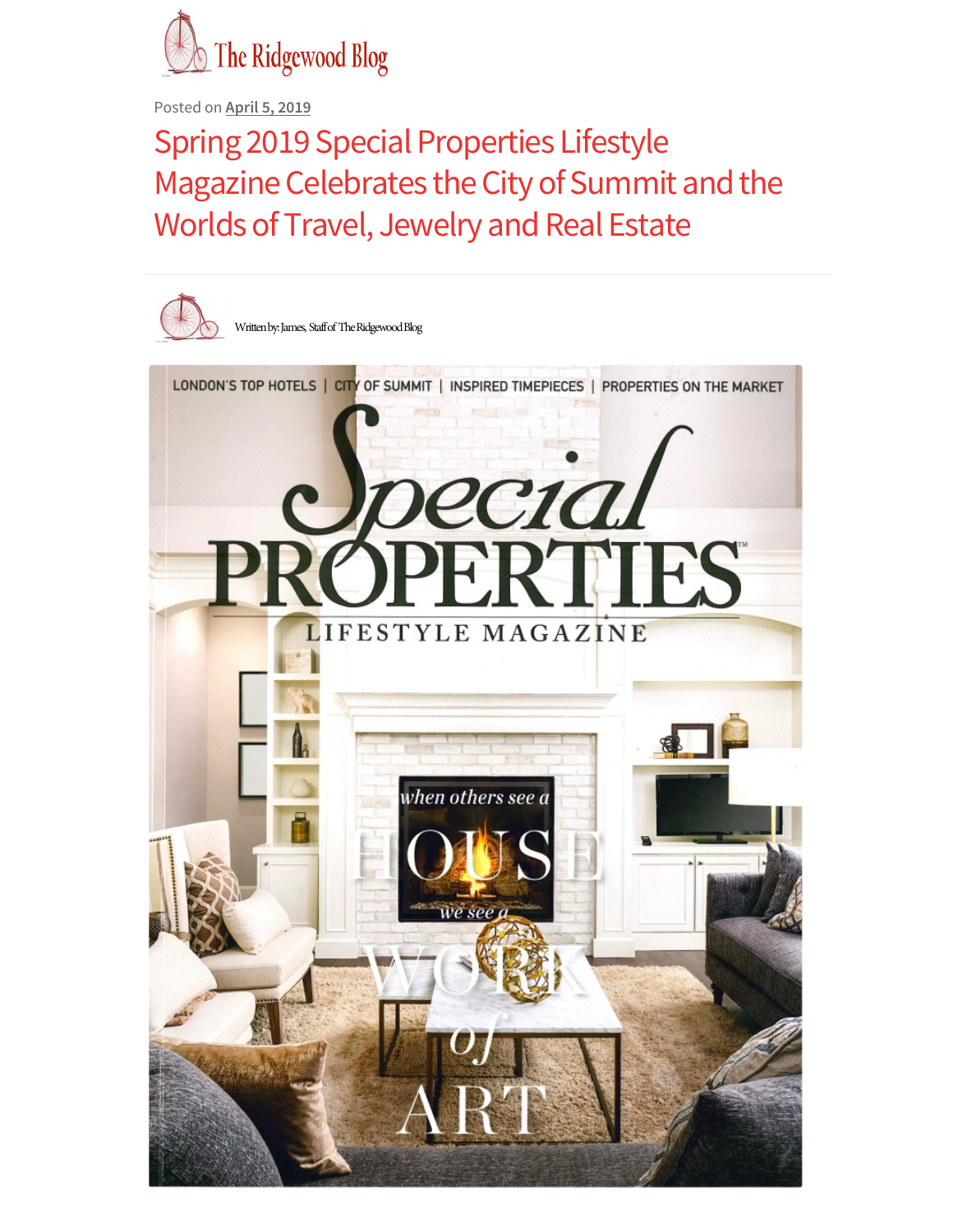The Ridgewood Blog

Posted on April 5, 2019

# Spring 2019 Special Properties Lifestyle Magazine Celebrates the City of Summit and the Worlds of Travel, Jewelry and Real Estate

Written by: James, Staff of The Ridgewood Blog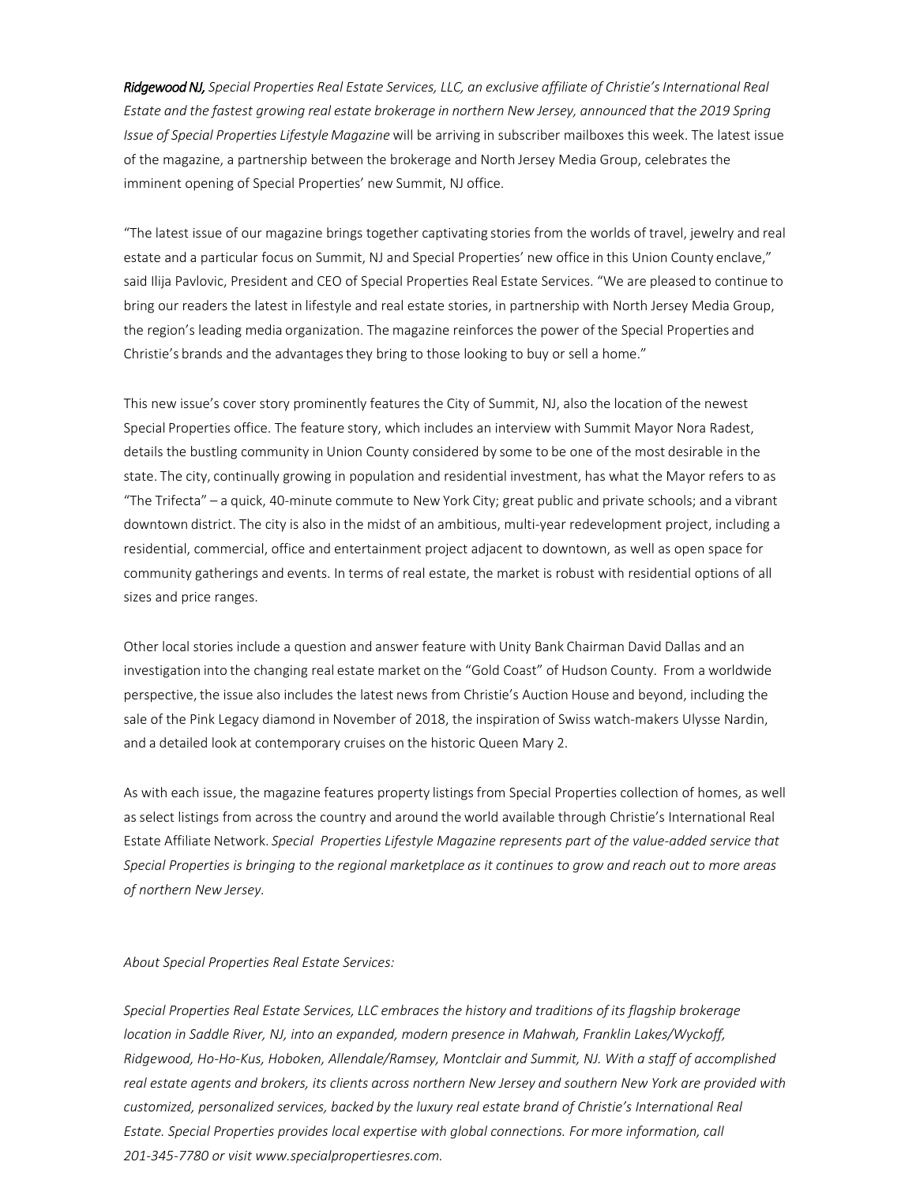***Ridgewood NJ,*** *Special Properties Real Estate Services, LLC, an exclusive affiliate of Christie's International Real Estate and the fastest growing real estate brokerage in northern New Jersey, announced that the 2019 Spring Issue of Special Properties Lifestyle Magazine* will be arriving in subscriber mailboxes this week. The latest issue of the magazine, a partnership between the brokerage and North Jersey Media Group, celebrates the imminent opening of Special Properties' new Summit, NJ office.

"The latest issue of our magazine brings together captivating stories from the worlds of travel, jewelry and real estate and a particular focus on Summit, NJ and Special Properties' new office in this Union County enclave," said Ilija Pavlovic, President and CEO of Special Properties Real Estate Services. "We are pleased to continue to bring our readers the latest in lifestyle and real estate stories, in partnership with North Jersey Media Group, the region's leading media organization. The magazine reinforces the power of the Special Properties and Christie's brands and the advantages they bring to those looking to buy or sell a home."

This new issue's cover story prominently features the City of Summit, NJ, also the location of the newest Special Properties office. The feature story, which includes an interview with Summit Mayor Nora Radest, details the bustling community in Union County considered by some to be one of the most desirable in the state. The city, continually growing in population and residential investment, has what the Mayor refers to as "The Trifecta" – a quick, 40-minute commute to New York City; great public and private schools; and a vibrant downtown district. The city is also in the midst of an ambitious, multi-year redevelopment project, including a residential, commercial, office and entertainment project adjacent to downtown, as well as open space for community gatherings and events. In terms of real estate, the market is robust with residential options of all sizes and price ranges.

Other local stories include a question and answer feature with Unity Bank Chairman David Dallas and an investigation into the changing real estate market on the "Gold Coast" of Hudson County. From a worldwide perspective, the issue also includes the latest news from Christie's Auction House and beyond, including the sale of the Pink Legacy diamond in November of 2018, the inspiration of Swiss watch-makers Ulysse Nardin, and a detailed look at contemporary cruises on the historic Queen Mary 2.

As with each issue, the magazine features property listings from Special Properties collection of homes, as well as select listings from across the country and around the world available through Christie's International Real Estate Affiliate Network. *Special Properties Lifestyle Magazine represents part of the value-added service that Special Properties is bringing to the regional marketplace as it continues to grow and reach out to more areas of northern New Jersey.*

*About Special Properties Real Estate Services:*

*Special Properties Real Estate Services, LLC embraces the history and traditions of its flagship brokerage location in Saddle River, NJ, into an expanded, modern presence in Mahwah, Franklin Lakes/Wyckoff, Ridgewood, Ho-Ho-Kus, Hoboken, Allendale/Ramsey, Montclair and Summit, NJ. With a staff of accomplished real estate agents and brokers, its clients across northern New Jersey and southern New York are provided with customized, personalized services, backed by the luxury real estate brand of Christie's International Real Estate. Special Properties provides local expertise with global connections. For more information, call 201-345-7780 or visit www.specialpropertiesres.com.*